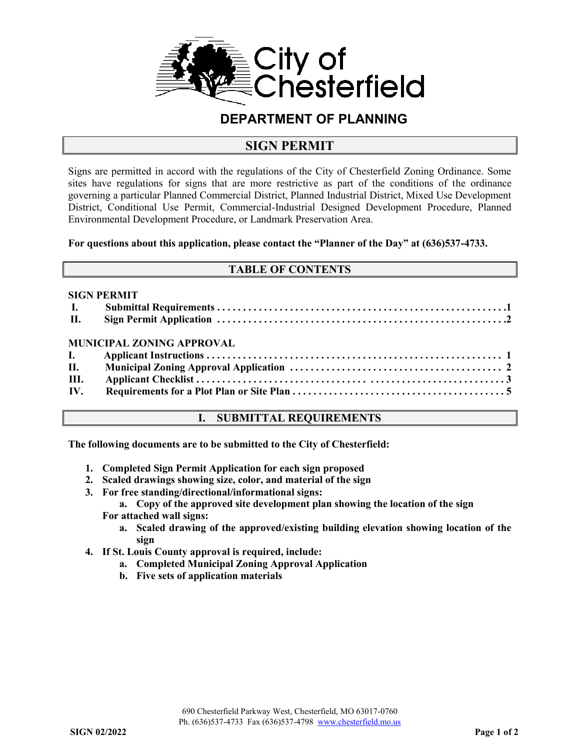# City of Chesterfield

## DEPARTMENT OF PLANNING

## SIGN PERMIT

Signs are permitted in accord with the regulations of the City of Chesterfield Zoning Ordinance. Some sites have regulations for signs that are more restrictive as part of the conditions of the ordinance governing a particular Planned Commercial District, Planned Industrial District, Mixed Use Development District, Conditional Use Permit, Commercial-Industrial Designed Development Procedure, Planned Environmental Development Procedure, or Landmark Preservation Area.

**For questions about this application, please contact the "Planner of the Day" at (636)537-4733.**

## TABLE OF CONTENTS

**SIGN PERMIT**

| | | |
|---|---|---|
| **I.** | **Submittal Requirements** | **1** |
| **II.** | **Sign Permit Application** | **2** |

**MUNICIPAL ZONING APPROVAL**

| | | |
|---|---|---|
| **I.** | **Applicant Instructions** | **1** |
| **II.** | **Municipal Zoning Approval Application** | **2** |
| **III.** | **Applicant Checklist** | **3** |
| **IV.** | **Requirements for a Plot Plan or Site Plan** | **5** |

## I. SUBMITTAL REQUIREMENTS

**The following documents are to be submitted to the City of Chesterfield:**

1. **Completed Sign Permit Application for each sign proposed**
2. **Scaled drawings showing size, color, and material of the sign**
3. **For free standing/directional/informational signs:**
   a. **Copy of the approved site development plan showing the location of the sign**

   **For attached wall signs:**

   a. **Scaled drawing of the approved/existing building elevation showing location of the sign**
4. **If St. Louis County approval is required, include:**
   a. **Completed Municipal Zoning Approval Application**
   b. **Five sets of application materials**

690 Chesterfield Parkway West, Chesterfield, MO 63017-0760
Ph. (636)537-4733 Fax (636)537-4798 www.chesterfield.mo.us

SIGN 02/2022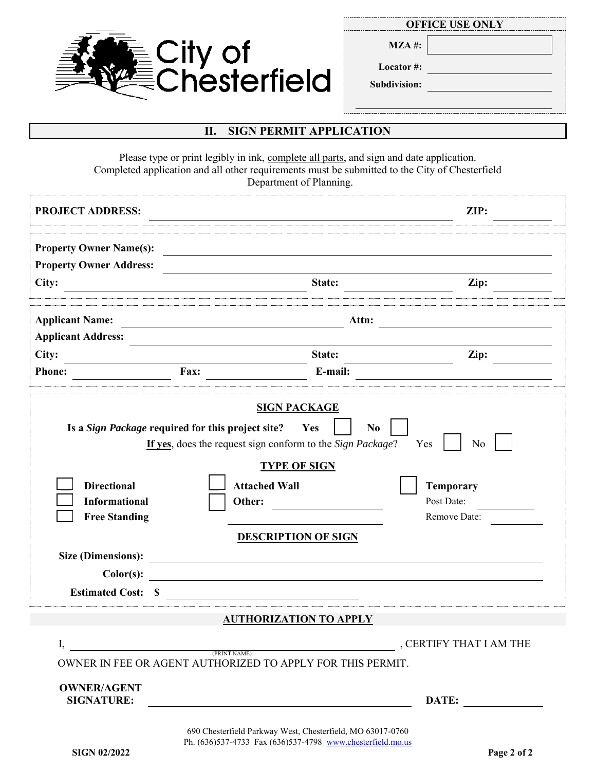City of Chesterfield

**OFFICE USE ONLY**

**MZA #:** ____________

**Locator #:** ____________

**Subdivision:** ____________

## II. SIGN PERMIT APPLICATION

Please type or print legibly in ink, complete all parts, and sign and date application. Completed application and all other requirements must be submitted to the City of Chesterfield Department of Planning.

**PROJECT ADDRESS:** ____________ **ZIP:** ____________

**Property Owner Name(s):** ____________

**Property Owner Address:** ____________

**City:** ____________ **State:** ____________ **Zip:** ____________

**Applicant Name:** ____________ **Attn:** ____________

**Applicant Address:** ____________

**City:** ____________ **State:** ____________ **Zip:** ____________

**Phone:** ____________ **Fax:** ____________ **E-mail:** ____________

### SIGN PACKAGE

**Is a *Sign Package* required for this project site?** **Yes** ☐ **No** ☐

**If yes**, does the request sign conform to the *Sign Package*? Yes ☐ No ☐

### TYPE OF SIGN

☐ **Directional**

☐ **Informational**

☐ **Free Standing**

☐ **Attached Wall**

☐ **Other:** ____________

☐ **Temporary**

Post Date: ____________

Remove Date: ____________

### DESCRIPTION OF SIGN

**Size (Dimensions):** ____________

**Color(s):** ____________

**Estimated Cost: $** ____________

### AUTHORIZATION TO APPLY

I, ____________ (PRINT NAME), CERTIFY THAT I AM THE OWNER IN FEE OR AGENT AUTHORIZED TO APPLY FOR THIS PERMIT.

**OWNER/AGENT SIGNATURE:** ____________ **DATE:** ____________

690 Chesterfield Parkway West, Chesterfield, MO 63017-0760
Ph. (636)537-4733 Fax (636)537-4798 www.chesterfield.mo.us

SIGN 02/2022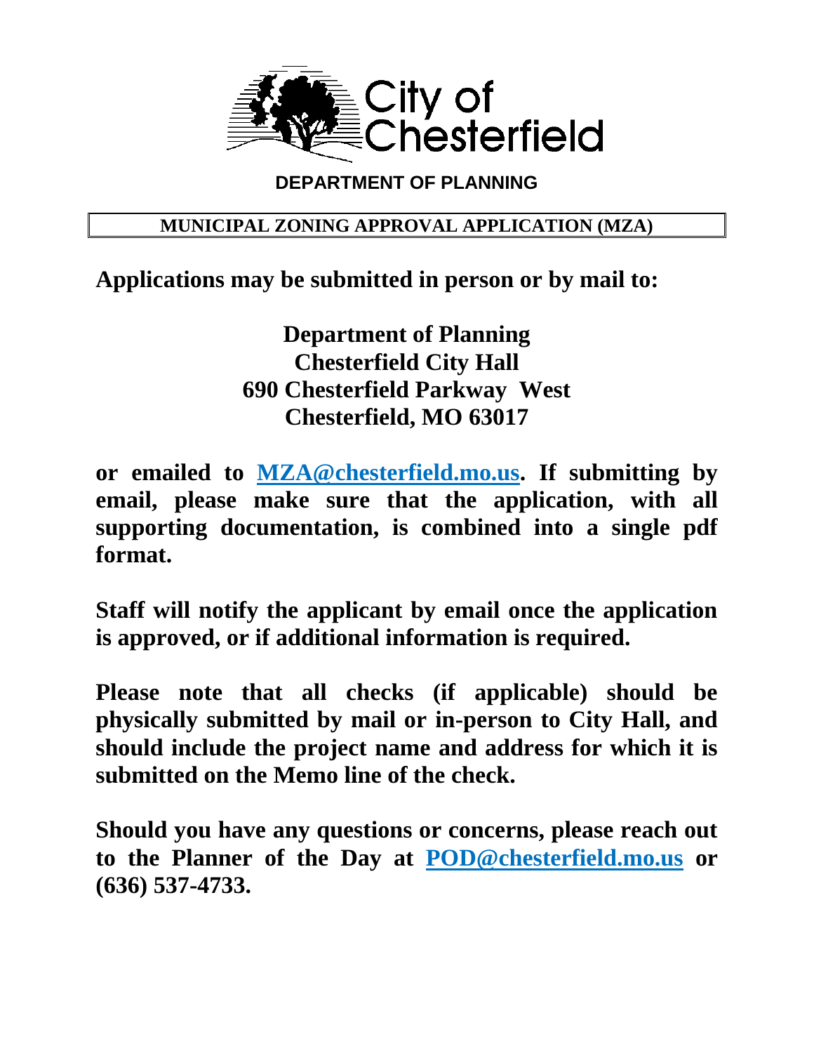City of Chesterfield

**DEPARTMENT OF PLANNING**

## MUNICIPAL ZONING APPROVAL APPLICATION (MZA)

**Applications may be submitted in person or by mail to:**

**Department of Planning**
**Chesterfield City Hall**
**690 Chesterfield Parkway West**
**Chesterfield, MO 63017**

**or emailed to MZA@chesterfield.mo.us. If submitting by email, please make sure that the application, with all supporting documentation, is combined into a single pdf format.**

**Staff will notify the applicant by email once the application is approved, or if additional information is required.**

**Please note that all checks (if applicable) should be physically submitted by mail or in-person to City Hall, and should include the project name and address for which it is submitted on the Memo line of the check.**

**Should you have any questions or concerns, please reach out to the Planner of the Day at POD@chesterfield.mo.us or (636) 537-4733.**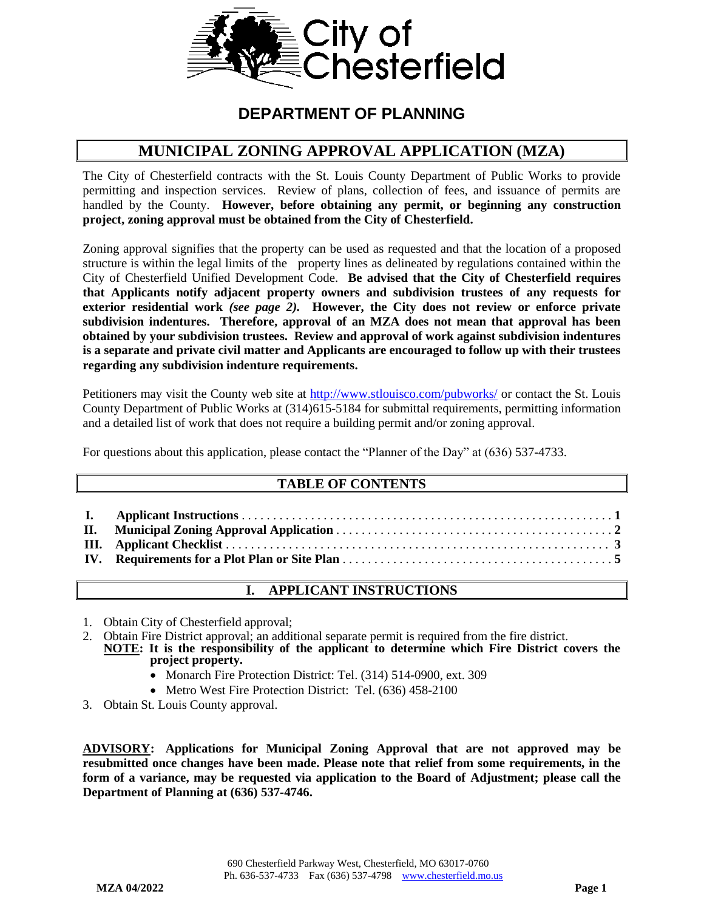City of Chesterfield

## DEPARTMENT OF PLANNING

# MUNICIPAL ZONING APPROVAL APPLICATION (MZA)

The City of Chesterfield contracts with the St. Louis County Department of Public Works to provide permitting and inspection services. Review of plans, collection of fees, and issuance of permits are handled by the County. **However, before obtaining any permit, or beginning any construction project, zoning approval must be obtained from the City of Chesterfield.**

Zoning approval signifies that the property can be used as requested and that the location of a proposed structure is within the legal limits of the property lines as delineated by regulations contained within the City of Chesterfield Unified Development Code. **Be advised that the City of Chesterfield requires that Applicants notify adjacent property owners and subdivision trustees of any requests for exterior residential work** ***(see page 2)*****. However, the City does not review or enforce private subdivision indentures. Therefore, approval of an MZA does not mean that approval has been obtained by your subdivision trustees. Review and approval of work against subdivision indentures is a separate and private civil matter and Applicants are encouraged to follow up with their trustees regarding any subdivision indenture requirements.**

Petitioners may visit the County web site at http://www.stlouisco.com/pubworks/ or contact the St. Louis County Department of Public Works at (314)615-5184 for submittal requirements, permitting information and a detailed list of work that does not require a building permit and/or zoning approval.

For questions about this application, please contact the "Planner of the Day" at (636) 537-4733.

## TABLE OF CONTENTS

**I. Applicant Instructions** . . . . . . . . . . **1**
**II. Municipal Zoning Approval Application** . . . . . . . . . . **2**
**III. Applicant Checklist** . . . . . . . . . . **3**
**IV. Requirements for a Plot Plan or Site Plan** . . . . . . . . . . **5**

## I. APPLICANT INSTRUCTIONS

1. Obtain City of Chesterfield approval;
2. Obtain Fire District approval; an additional separate permit is required from the fire district.
   **NOTE: It is the responsibility of the applicant to determine which Fire District covers the project property.**
   - Monarch Fire Protection District: Tel. (314) 514-0900, ext. 309
   - Metro West Fire Protection District: Tel. (636) 458-2100
3. Obtain St. Louis County approval.

**ADVISORY: Applications for Municipal Zoning Approval that are not approved may be resubmitted once changes have been made. Please note that relief from some requirements, in the form of a variance, may be requested via application to the Board of Adjustment; please call the Department of Planning at (636) 537-4746.**

690 Chesterfield Parkway West, Chesterfield, MO 63017-0760
Ph. 636-537-4733 Fax (636) 537-4798 www.chesterfield.mo.us

MZA 04/2022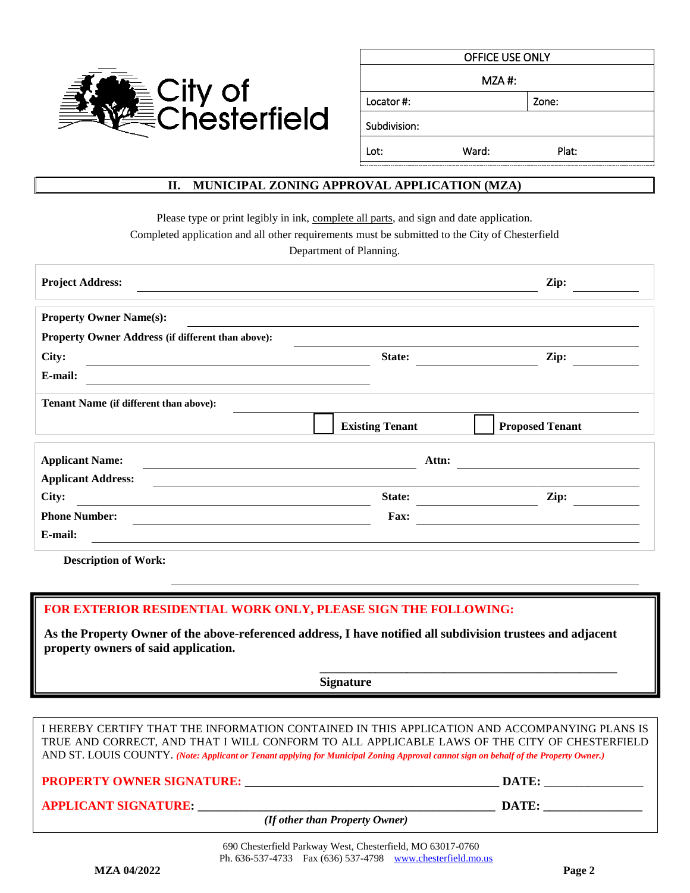City of Chesterfield

| OFFICE USE ONLY | |
|---|---|
| MZA #: | |
| Locator #: | Zone: |
| Subdivision: | |
| Lot: Ward: Plat: | |

## II. MUNICIPAL ZONING APPROVAL APPLICATION (MZA)

Please type or print legibly in ink, complete all parts, and sign and date application.
Completed application and all other requirements must be submitted to the City of Chesterfield Department of Planning.

**Project Address:** ______________________________ **Zip:** __________

**Property Owner Name(s):** ______________________________

**Property Owner Address (if different than above):** ______________________________

**City:** ______________ **State:** __________ **Zip:** __________

**E-mail:** ______________________________

**Tenant Name (if different than above):** ______________________________

☐ **Existing Tenant** ☐ **Proposed Tenant**

**Applicant Name:** ______________________ **Attn:** ______________________

**Applicant Address:** ______________________________

**City:** ______________ **State:** __________ **Zip:** __________

**Phone Number:** ______________ **Fax:** ______________

**E-mail:** ______________________________

**Description of Work:** ______________________________

**FOR EXTERIOR RESIDENTIAL WORK ONLY, PLEASE SIGN THE FOLLOWING:**

**As the Property Owner of the above-referenced address, I have notified all subdivision trustees and adjacent property owners of said application.**

______________________________
**Signature**

I HEREBY CERTIFY THAT THE INFORMATION CONTAINED IN THIS APPLICATION AND ACCOMPANYING PLANS IS TRUE AND CORRECT, AND THAT I WILL CONFORM TO ALL APPLICABLE LAWS OF THE CITY OF CHESTERFIELD AND ST. LOUIS COUNTY. ***(Note: Applicant or Tenant applying for Municipal Zoning Approval cannot sign on behalf of the Property Owner.)***

**PROPERTY OWNER SIGNATURE:** ______________________________ **DATE:** ______________

**APPLICANT SIGNATURE:** ______________________________ **DATE:** ______________
*(If other than Property Owner)*

690 Chesterfield Parkway West, Chesterfield, MO 63017-0760
Ph. 636-537-4733 Fax (636) 537-4798 www.chesterfield.mo.us

**MZA 04/2022**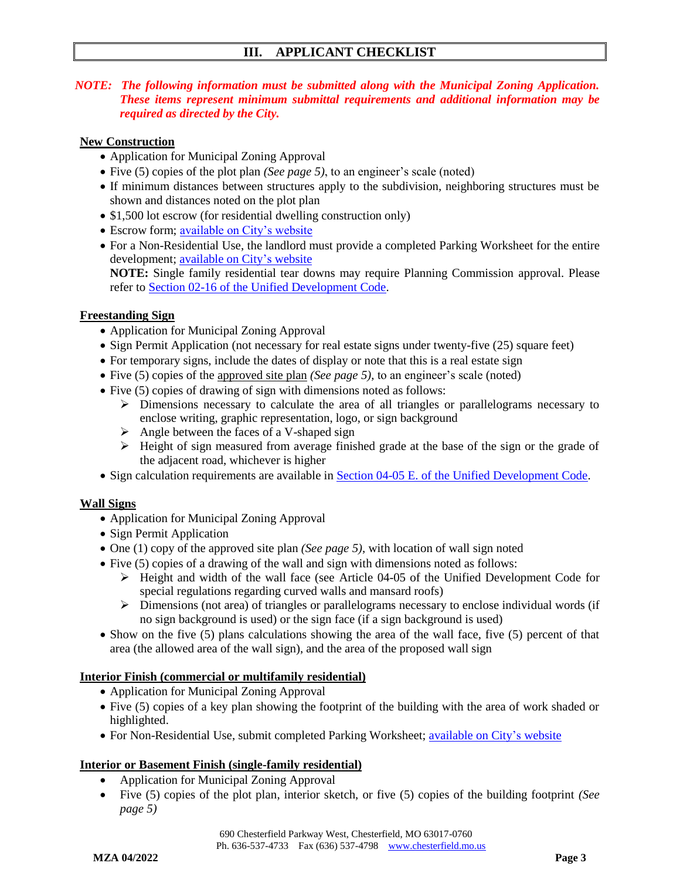## III. APPLICANT CHECKLIST

***NOTE: The following information must be submitted along with the Municipal Zoning Application. These items represent minimum submittal requirements and additional information may be required as directed by the City.***

**New Construction**

- Application for Municipal Zoning Approval
- Five (5) copies of the plot plan *(See page 5)*, to an engineer's scale (noted)
- If minimum distances between structures apply to the subdivision, neighboring structures must be shown and distances noted on the plot plan
- $1,500 lot escrow (for residential dwelling construction only)
- Escrow form; available on City's website
- For a Non-Residential Use, the landlord must provide a completed Parking Worksheet for the entire development; available on City's website

  **NOTE:** Single family residential tear downs may require Planning Commission approval. Please refer to Section 02-16 of the Unified Development Code.

**Freestanding Sign**

- Application for Municipal Zoning Approval
- Sign Permit Application (not necessary for real estate signs under twenty-five (25) square feet)
- For temporary signs, include the dates of display or note that this is a real estate sign
- Five (5) copies of the approved site plan *(See page 5)*, to an engineer's scale (noted)
- Five (5) copies of drawing of sign with dimensions noted as follows:
  - Dimensions necessary to calculate the area of all triangles or parallelograms necessary to enclose writing, graphic representation, logo, or sign background
  - Angle between the faces of a V-shaped sign
  - Height of sign measured from average finished grade at the base of the sign or the grade of the adjacent road, whichever is higher
- Sign calculation requirements are available in Section 04-05 E. of the Unified Development Code.

**Wall Signs**

- Application for Municipal Zoning Approval
- Sign Permit Application
- One (1) copy of the approved site plan *(See page 5)*, with location of wall sign noted
- Five (5) copies of a drawing of the wall and sign with dimensions noted as follows:
  - Height and width of the wall face (see Article 04-05 of the Unified Development Code for special regulations regarding curved walls and mansard roofs)
  - Dimensions (not area) of triangles or parallelograms necessary to enclose individual words (if no sign background is used) or the sign face (if a sign background is used)
- Show on the five (5) plans calculations showing the area of the wall face, five (5) percent of that area (the allowed area of the wall sign), and the area of the proposed wall sign

**Interior Finish (commercial or multifamily residential)**

- Application for Municipal Zoning Approval
- Five (5) copies of a key plan showing the footprint of the building with the area of work shaded or highlighted.
- For Non-Residential Use, submit completed Parking Worksheet; available on City's website

**Interior or Basement Finish (single-family residential)**

- Application for Municipal Zoning Approval
- Five (5) copies of the plot plan, interior sketch, or five (5) copies of the building footprint *(See page 5)*

690 Chesterfield Parkway West, Chesterfield, MO 63017-0760
Ph. 636-537-4733 Fax (636) 537-4798 www.chesterfield.mo.us

**MZA 04/2022**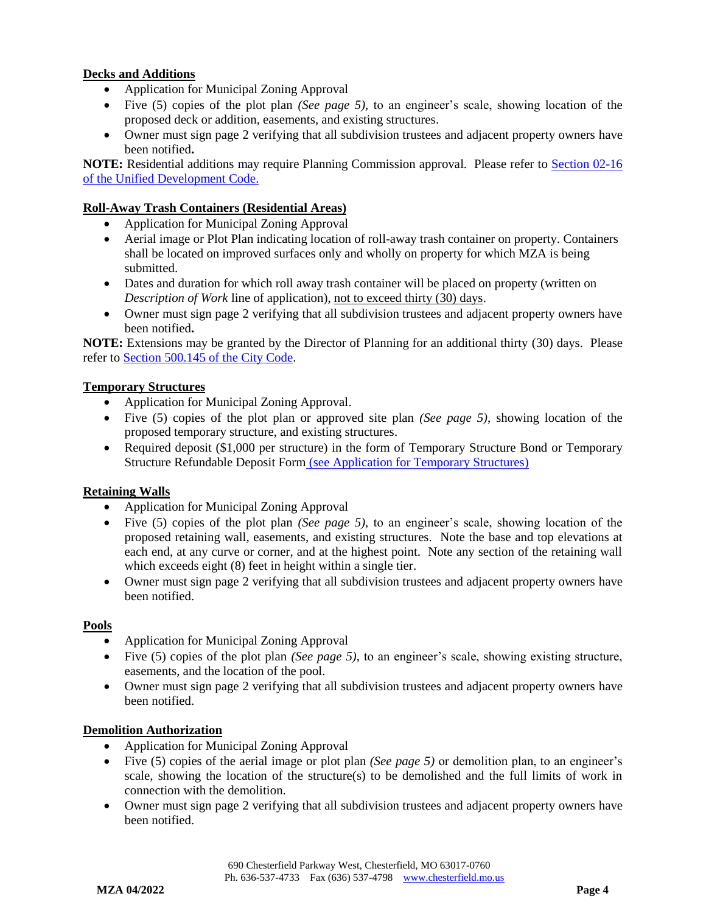**Decks and Additions**

- Application for Municipal Zoning Approval
- Five (5) copies of the plot plan *(See page 5)*, to an engineer's scale, showing location of the proposed deck or addition, easements, and existing structures.
- Owner must sign page 2 verifying that all subdivision trustees and adjacent property owners have been notified**.**

**NOTE:** Residential additions may require Planning Commission approval. Please refer to [Section 02-16 of the Unified Development Code.]()

**Roll-Away Trash Containers (Residential Areas)**

- Application for Municipal Zoning Approval
- Aerial image or Plot Plan indicating location of roll-away trash container on property. Containers shall be located on improved surfaces only and wholly on property for which MZA is being submitted.
- Dates and duration for which roll away trash container will be placed on property (written on *Description of Work* line of application), not to exceed thirty (30) days.
- Owner must sign page 2 verifying that all subdivision trustees and adjacent property owners have been notified**.**

**NOTE:** Extensions may be granted by the Director of Planning for an additional thirty (30) days. Please refer to [Section 500.145 of the City Code]().

**Temporary Structures**

- Application for Municipal Zoning Approval.
- Five (5) copies of the plot plan or approved site plan *(See page 5)*, showing location of the proposed temporary structure, and existing structures.
- Required deposit ($1,000 per structure) in the form of Temporary Structure Bond or Temporary Structure Refundable Deposit Form [(see Application for Temporary Structures)]()

**Retaining Walls**

- Application for Municipal Zoning Approval
- Five (5) copies of the plot plan *(See page 5)*, to an engineer's scale, showing location of the proposed retaining wall, easements, and existing structures. Note the base and top elevations at each end, at any curve or corner, and at the highest point. Note any section of the retaining wall which exceeds eight (8) feet in height within a single tier.
- Owner must sign page 2 verifying that all subdivision trustees and adjacent property owners have been notified.

**Pools**

- Application for Municipal Zoning Approval
- Five (5) copies of the plot plan *(See page 5)*, to an engineer's scale, showing existing structure, easements, and the location of the pool.
- Owner must sign page 2 verifying that all subdivision trustees and adjacent property owners have been notified.

**Demolition Authorization**

- Application for Municipal Zoning Approval
- Five (5) copies of the aerial image or plot plan *(See page 5)* or demolition plan, to an engineer's scale, showing the location of the structure(s) to be demolished and the full limits of work in connection with the demolition.
- Owner must sign page 2 verifying that all subdivision trustees and adjacent property owners have been notified.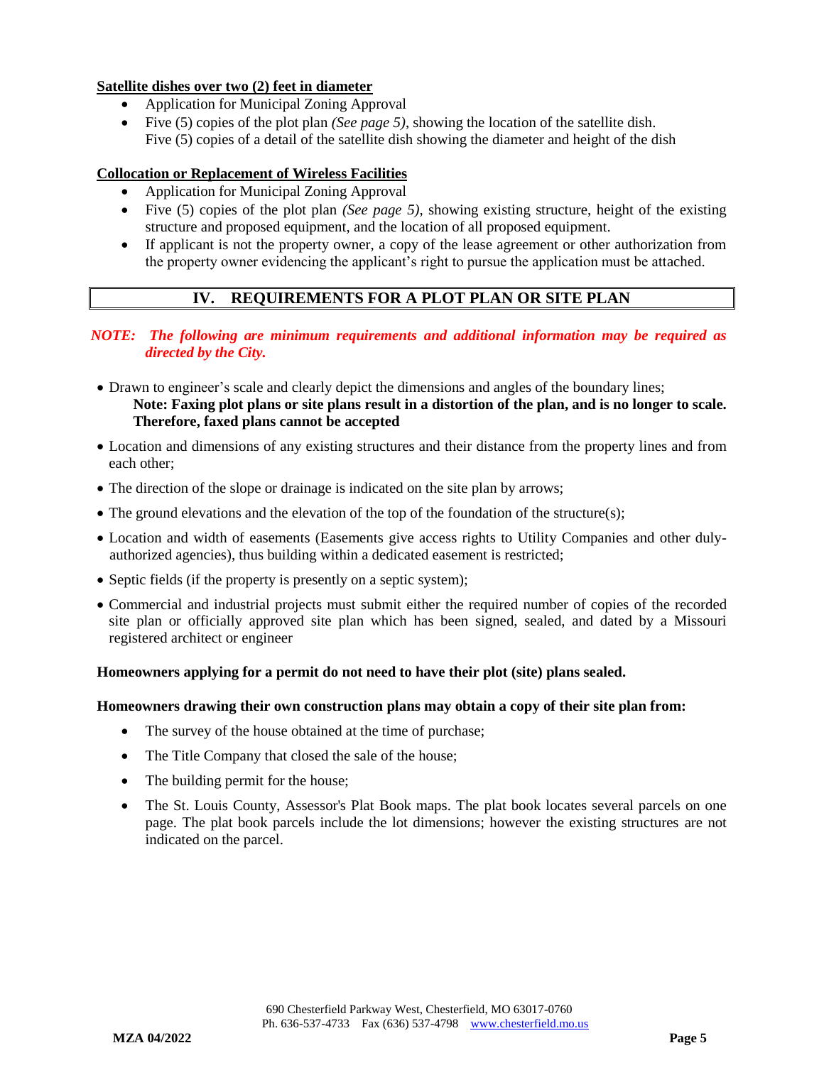**Satellite dishes over two (2) feet in diameter**

- Application for Municipal Zoning Approval
- Five (5) copies of the plot plan *(See page 5)*, showing the location of the satellite dish.
  Five (5) copies of a detail of the satellite dish showing the diameter and height of the dish

**Collocation or Replacement of Wireless Facilities**

- Application for Municipal Zoning Approval
- Five (5) copies of the plot plan *(See page 5)*, showing existing structure, height of the existing structure and proposed equipment, and the location of all proposed equipment.
- If applicant is not the property owner, a copy of the lease agreement or other authorization from the property owner evidencing the applicant's right to pursue the application must be attached.

## IV. REQUIREMENTS FOR A PLOT PLAN OR SITE PLAN

***NOTE: The following are minimum requirements and additional information may be required as directed by the City.***

- Drawn to engineer's scale and clearly depict the dimensions and angles of the boundary lines;
  **Note: Faxing plot plans or site plans result in a distortion of the plan, and is no longer to scale. Therefore, faxed plans cannot be accepted**
- Location and dimensions of any existing structures and their distance from the property lines and from each other;
- The direction of the slope or drainage is indicated on the site plan by arrows;
- The ground elevations and the elevation of the top of the foundation of the structure(s);
- Location and width of easements (Easements give access rights to Utility Companies and other duly-authorized agencies), thus building within a dedicated easement is restricted;
- Septic fields (if the property is presently on a septic system);
- Commercial and industrial projects must submit either the required number of copies of the recorded site plan or officially approved site plan which has been signed, sealed, and dated by a Missouri registered architect or engineer

**Homeowners applying for a permit do not need to have their plot (site) plans sealed.**

**Homeowners drawing their own construction plans may obtain a copy of their site plan from:**

- The survey of the house obtained at the time of purchase;
- The Title Company that closed the sale of the house;
- The building permit for the house;
- The St. Louis County, Assessor's Plat Book maps. The plat book locates several parcels on one page. The plat book parcels include the lot dimensions; however the existing structures are not indicated on the parcel.